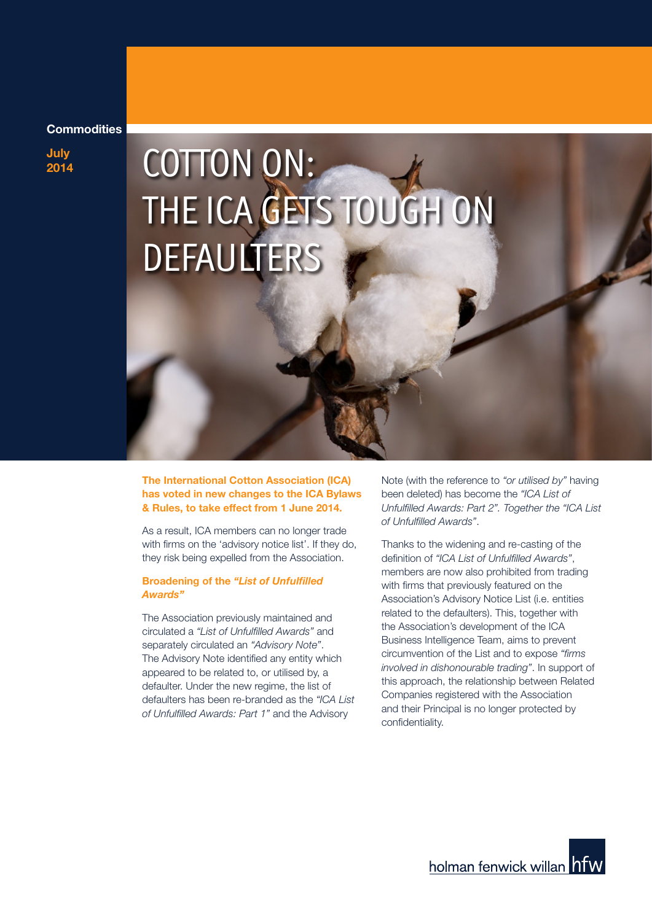Commodities

July 2014

# COTTON ON: THE ICA GETS TOUGH ON DEFAULTERS

**The International Cotton Association (ICA) has voted in new changes to the ICA Bylaws & Rules, to take effect from 1 June 2014.**

As a result, ICA members can no longer trade with firms on the 'advisory notice list'. If they do, they risk being expelled from the Association.

### Broadening of the *"List of Unfulfilled Awards"*

The Association previously maintained and circulated a *"List of Unfulfilled Awards"* and separately circulated an *"Advisory Note"*. The Advisory Note identified any entity which appeared to be related to, or utilised by, a defaulter. Under the new regime, the list of defaulters has been re-branded as the *"ICA List of Unfulfilled Awards: Part 1"* and the Advisory Note (with the reference to *"or utilised by"* having been deleted) has become the *"ICA List of Unfulfilled Awards: Part 2". Together the "ICA List of Unfulfilled Awards"*.

Thanks to the widening and re-casting of the definition of *"ICA List of Unfulfilled Awards"*, members are now also prohibited from trading with firms that previously featured on the Association's Advisory Notice List (i.e. entities related to the defaulters). This, together with the Association's development of the ICA Business Intelligence Team, aims to prevent circumvention of the List and to expose *"firms involved in dishonourable trading"*. In support of this approach, the relationship between Related Companies registered with the Association and their Principal is no longer protected by confidentiality.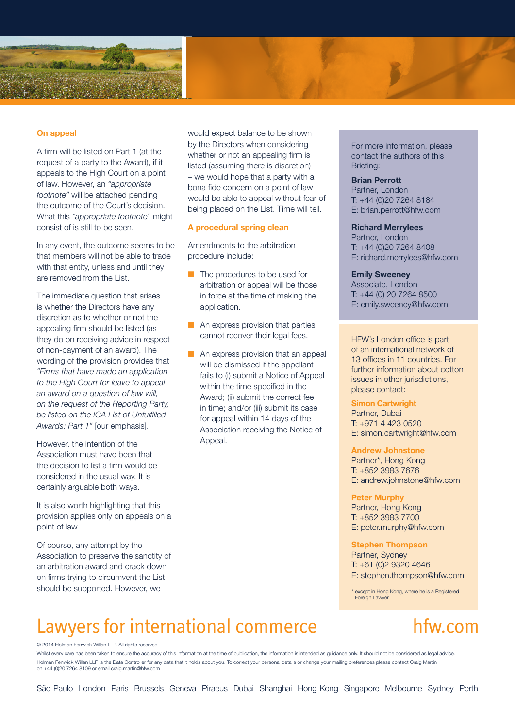## On appeal

A firm will be listed on Part 1 (at the request of a party to the Award), if it appeals to the High Court on a point of law. However, an *"appropriate footnote"* will be attached pending the outcome of the Court's decision. What this *"appropriate footnote"* might consist of is still to be seen.

In any event, the outcome seems to be that members will not be able to trade with that entity, unless and until they are removed from the List.

The immediate question that arises is whether the Directors have any discretion as to whether or not the appealing firm should be listed (as they do on receiving advice in respect of non-payment of an award). The wording of the provision provides that *"Firms that have made an application to the High Court for leave to appeal an award on a question of law will, on the request of the Reporting Party, be listed on the ICA List of Unfulfilled Awards: Part 1"* [our emphasis].

However, the intention of the Association must have been that the decision to list a firm would be considered in the usual way. It is certainly arguable both ways.

It is also worth highlighting that this provision applies only on appeals on a point of law.

Of course, any attempt by the Association to preserve the sanctity of an arbitration award and crack down on firms trying to circumvent the List should be supported. However, we would expect balance to be shown by the Directors when considering whether or not an appealing firm is listed (assuming there is discretion) – we would hope that a party with a bona fide concern on a point of law would be able to appeal without fear of being placed on the List. Time will tell.

## A procedural spring clean

Amendments to the arbitration procedure include:

- The procedures to be used for arbitration or appeal will be those in force at the time of making the application.
- An express provision that parties cannot recover their legal fees.
- An express provision that an appeal will be dismissed if the appellant fails to (i) submit a Notice of Appeal within the time specified in the Award; (ii) submit the correct fee in time; and/or (iii) submit its case for appeal within 14 days of the Association receiving the Notice of Appeal.

For more information, please contact the authors of this Briefing:

**Brian Perrott**
Partner, London
T: +44 (0)20 7264 8184
E: brian.perrott@hfw.com

**Richard Merrylees**
Partner, London
T: +44 (0)20 7264 8408
E: richard.merrylees@hfw.com

**Emily Sweeney**
Associate, London
T: +44 (0) 20 7264 8500
E: emily.sweeney@hfw.com

HFW's London office is part of an international network of 13 offices in 11 countries. For further information about cotton issues in other jurisdictions, please contact:

**Simon Cartwright**
Partner, Dubai
T: +971 4 423 0520
E: simon.cartwright@hfw.com

**Andrew Johnstone**
Partner*, Hong Kong
T: +852 3983 7676
E: andrew.johnstone@hfw.com

**Peter Murphy**
Partner, Hong Kong
T: +852 3983 7700
E: peter.murphy@hfw.com

**Stephen Thompson**
Partner, Sydney
T: +61 (0)2 9320 4646
E: stephen.thompson@hfw.com

\* except in Hong Kong, where he is a Registered Foreign Lawyer

Lawyers for international commerce — hfw.com

© 2014 Holman Fenwick Willan LLP. All rights reserved

Whilst every care has been taken to ensure the accuracy of this information at the time of publication, the information is intended as guidance only. It should not be considered as legal advice.

Holman Fenwick Willan LLP is the Data Controller for any data that it holds about you. To correct your personal details or change your mailing preferences please contact Craig Martin on +44 (0)20 7264 8109 or email craig.martin@hfw.com

São Paulo London Paris Brussels Geneva Piraeus Dubai Shanghai Hong Kong Singapore Melbourne Sydney Perth